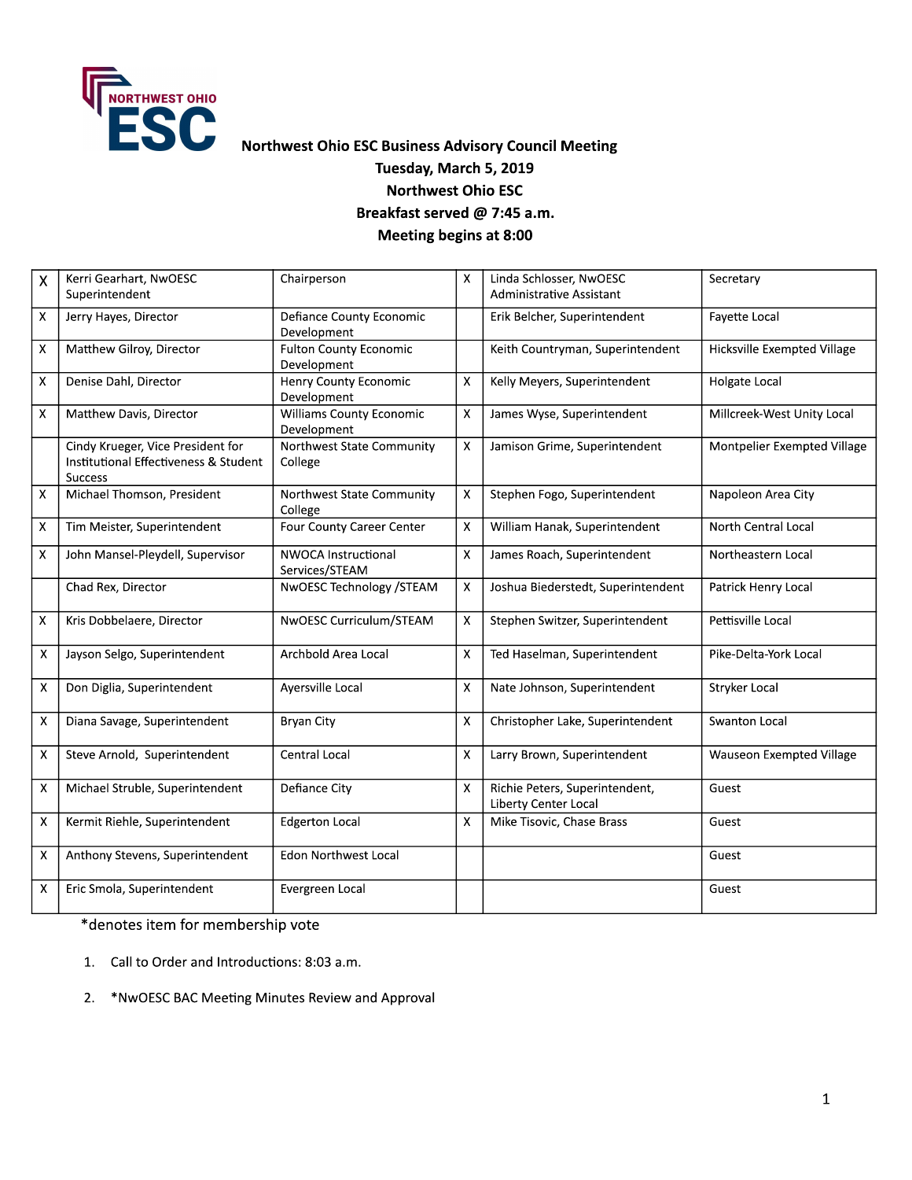# Northwest Ohio ESC Business Advisory Council Meeting

**Tuesday, March 5, 2019**

**Northwest Ohio ESC**

**Breakfast served @ 7:45 a.m.**

**Meeting begins at 8:00**

| | | | | | |
|---|---|---|---|---|---|
| X | Kerri Gearhart, NwOESC Superintendent | Chairperson | X | Linda Schlosser, NwOESC Administrative Assistant | Secretary |
| X | Jerry Hayes, Director | Defiance County Economic Development | | Erik Belcher, Superintendent | Fayette Local |
| X | Matthew Gilroy, Director | Fulton County Economic Development | | Keith Countryman, Superintendent | Hicksville Exempted Village |
| X | Denise Dahl, Director | Henry County Economic Development | X | Kelly Meyers, Superintendent | Holgate Local |
| X | Matthew Davis, Director | Williams County Economic Development | X | James Wyse, Superintendent | Millcreek-West Unity Local |
| | Cindy Krueger, Vice President for Institutional Effectiveness & Student Success | Northwest State Community College | X | Jamison Grime, Superintendent | Montpelier Exempted Village |
| X | Michael Thomson, President | Northwest State Community College | X | Stephen Fogo, Superintendent | Napoleon Area City |
| X | Tim Meister, Superintendent | Four County Career Center | X | William Hanak, Superintendent | North Central Local |
| X | John Mansel-Pleydell, Supervisor | NWOCA Instructional Services/STEAM | X | James Roach, Superintendent | Northeastern Local |
| | Chad Rex, Director | NwOESC Technology /STEAM | X | Joshua Biederstedt, Superintendent | Patrick Henry Local |
| X | Kris Dobbelaere, Director | NwOESC Curriculum/STEAM | X | Stephen Switzer, Superintendent | Pettisville Local |
| X | Jayson Selgo, Superintendent | Archbold Area Local | X | Ted Haselman, Superintendent | Pike-Delta-York Local |
| X | Don Diglia, Superintendent | Ayersville Local | X | Nate Johnson, Superintendent | Stryker Local |
| X | Diana Savage, Superintendent | Bryan City | X | Christopher Lake, Superintendent | Swanton Local |
| X | Steve Arnold, Superintendent | Central Local | X | Larry Brown, Superintendent | Wauseon Exempted Village |
| X | Michael Struble, Superintendent | Defiance City | X | Richie Peters, Superintendent, Liberty Center Local | Guest |
| X | Kermit Riehle, Superintendent | Edgerton Local | X | Mike Tisovic, Chase Brass | Guest |
| X | Anthony Stevens, Superintendent | Edon Northwest Local | | | Guest |
| X | Eric Smola, Superintendent | Evergreen Local | | | Guest |

*denotes item for membership vote

1. Call to Order and Introductions: 8:03 a.m.

2. *NwOESC BAC Meeting Minutes Review and Approval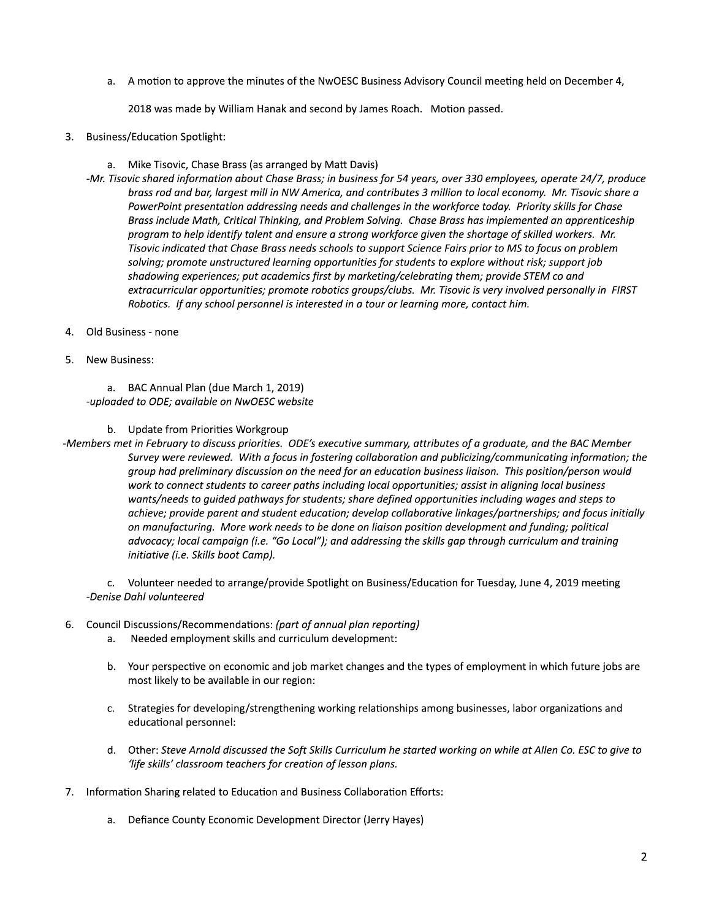a. A motion to approve the minutes of the NwOESC Business Advisory Council meeting held on December 4, 2018 was made by William Hanak and second by James Roach. Motion passed.

3. Business/Education Spotlight:

   a. Mike Tisovic, Chase Brass (as arranged by Matt Davis)

   *-Mr. Tisovic shared information about Chase Brass; in business for 54 years, over 330 employees, operate 24/7, produce brass rod and bar, largest mill in NW America, and contributes 3 million to local economy. Mr. Tisovic share a PowerPoint presentation addressing needs and challenges in the workforce today. Priority skills for Chase Brass include Math, Critical Thinking, and Problem Solving. Chase Brass has implemented an apprenticeship program to help identify talent and ensure a strong workforce given the shortage of skilled workers. Mr. Tisovic indicated that Chase Brass needs schools to support Science Fairs prior to MS to focus on problem solving; promote unstructured learning opportunities for students to explore without risk; support job shadowing experiences; put academics first by marketing/celebrating them; provide STEM co and extracurricular opportunities; promote robotics groups/clubs. Mr. Tisovic is very involved personally in FIRST Robotics. If any school personnel is interested in a tour or learning more, contact him.*

4. Old Business - none

5. New Business:

   a. BAC Annual Plan (due March 1, 2019)

   *-uploaded to ODE; available on NwOESC website*

   b. Update from Priorities Workgroup

   *-Members met in February to discuss priorities. ODE's executive summary, attributes of a graduate, and the BAC Member Survey were reviewed. With a focus in fostering collaboration and publicizing/communicating information; the group had preliminary discussion on the need for an education business liaison. This position/person would work to connect students to career paths including local opportunities; assist in aligning local business wants/needs to guided pathways for students; share defined opportunities including wages and steps to achieve; provide parent and student education; develop collaborative linkages/partnerships; and focus initially on manufacturing. More work needs to be done on liaison position development and funding; political advocacy; local campaign (i.e. "Go Local"); and addressing the skills gap through curriculum and training initiative (i.e. Skills boot Camp).*

   c. Volunteer needed to arrange/provide Spotlight on Business/Education for Tuesday, June 4, 2019 meeting

   *-Denise Dahl volunteered*

6. Council Discussions/Recommendations: *(part of annual plan reporting)*

   a. Needed employment skills and curriculum development:

   b. Your perspective on economic and job market changes and the types of employment in which future jobs are most likely to be available in our region:

   c. Strategies for developing/strengthening working relationships among businesses, labor organizations and educational personnel:

   d. Other: *Steve Arnold discussed the Soft Skills Curriculum he started working on while at Allen Co. ESC to give to 'life skills' classroom teachers for creation of lesson plans.*

7. Information Sharing related to Education and Business Collaboration Efforts:

   a. Defiance County Economic Development Director (Jerry Hayes)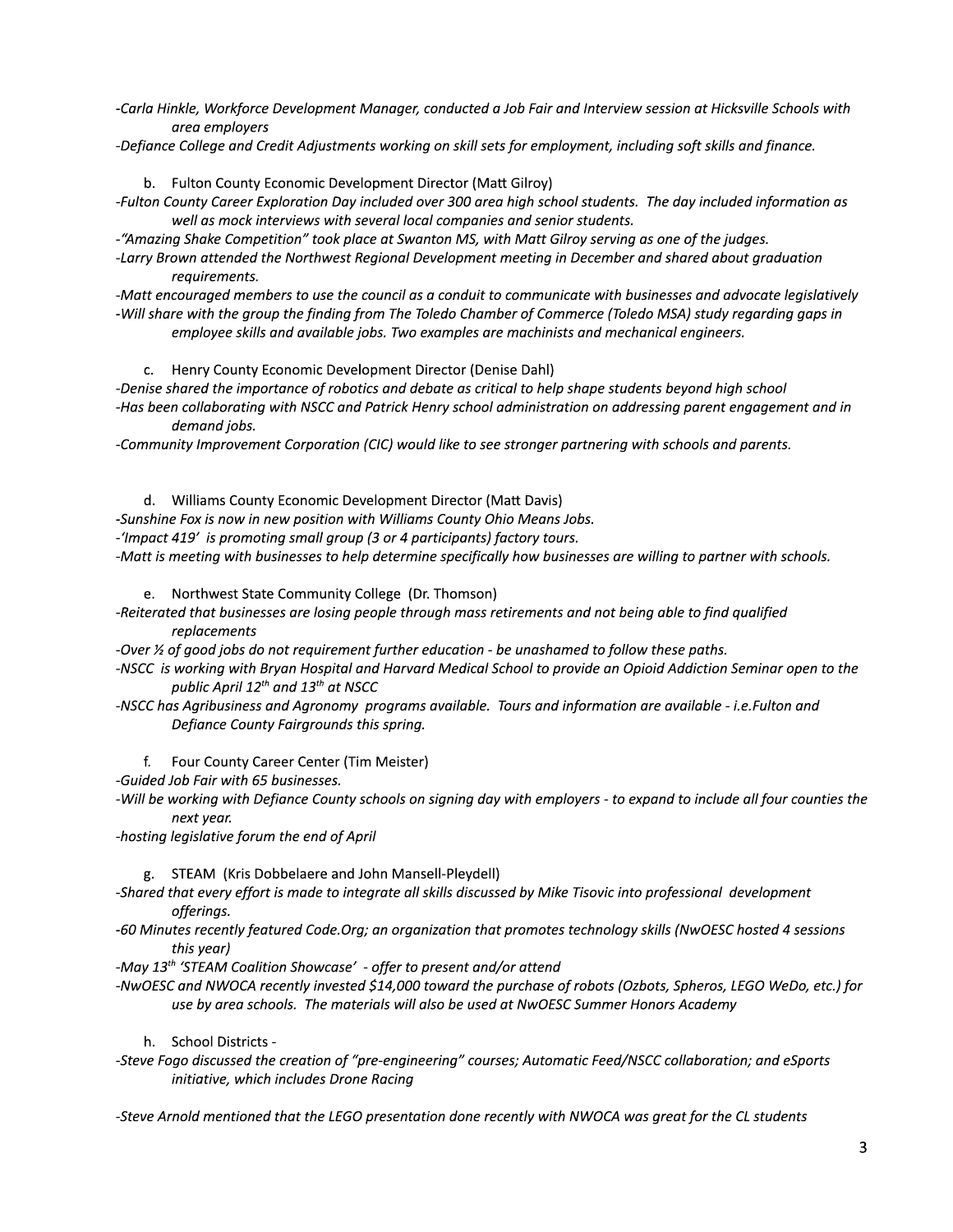*-Carla Hinkle, Workforce Development Manager, conducted a Job Fair and Interview session at Hicksville Schools with area employers*

*-Defiance College and Credit Adjustments working on skill sets for employment, including soft skills and finance.*

b. Fulton County Economic Development Director (Matt Gilroy)

*-Fulton County Career Exploration Day included over 300 area high school students. The day included information as well as mock interviews with several local companies and senior students.*

*-"Amazing Shake Competition" took place at Swanton MS, with Matt Gilroy serving as one of the judges.*

*-Larry Brown attended the Northwest Regional Development meeting in December and shared about graduation requirements.*

*-Matt encouraged members to use the council as a conduit to communicate with businesses and advocate legislatively*

*-Will share with the group the finding from The Toledo Chamber of Commerce (Toledo MSA) study regarding gaps in employee skills and available jobs. Two examples are machinists and mechanical engineers.*

c. Henry County Economic Development Director (Denise Dahl)

*-Denise shared the importance of robotics and debate as critical to help shape students beyond high school*

*-Has been collaborating with NSCC and Patrick Henry school administration on addressing parent engagement and in demand jobs.*

*-Community Improvement Corporation (CIC) would like to see stronger partnering with schools and parents.*

d. Williams County Economic Development Director (Matt Davis)

*-Sunshine Fox is now in new position with Williams County Ohio Means Jobs.*

*-'Impact 419' is promoting small group (3 or 4 participants) factory tours.*

*-Matt is meeting with businesses to help determine specifically how businesses are willing to partner with schools.*

e. Northwest State Community College (Dr. Thomson)

*-Reiterated that businesses are losing people through mass retirements and not being able to find qualified replacements*

*-Over ½ of good jobs do not requirement further education - be unashamed to follow these paths.*

*-NSCC is working with Bryan Hospital and Harvard Medical School to provide an Opioid Addiction Seminar open to the public April 12th and 13th at NSCC*

*-NSCC has Agribusiness and Agronomy programs available. Tours and information are available - i.e.Fulton and Defiance County Fairgrounds this spring.*

f. Four County Career Center (Tim Meister)

*-Guided Job Fair with 65 businesses.*

*-Will be working with Defiance County schools on signing day with employers - to expand to include all four counties the next year.*

*-hosting legislative forum the end of April*

g. STEAM (Kris Dobbelaere and John Mansell-Pleydell)

*-Shared that every effort is made to integrate all skills discussed by Mike Tisovic into professional development offerings.*

*-60 Minutes recently featured Code.Org; an organization that promotes technology skills (NwOESC hosted 4 sessions this year)*

*-May 13th 'STEAM Coalition Showcase' - offer to present and/or attend*

*-NwOESC and NWOCA recently invested $14,000 toward the purchase of robots (Ozbots, Spheros, LEGO WeDo, etc.) for use by area schools. The materials will also be used at NwOESC Summer Honors Academy*

h. School Districts -

*-Steve Fogo discussed the creation of "pre-engineering" courses; Automatic Feed/NSCC collaboration; and eSports initiative, which includes Drone Racing*

*-Steve Arnold mentioned that the LEGO presentation done recently with NWOCA was great for the CL students*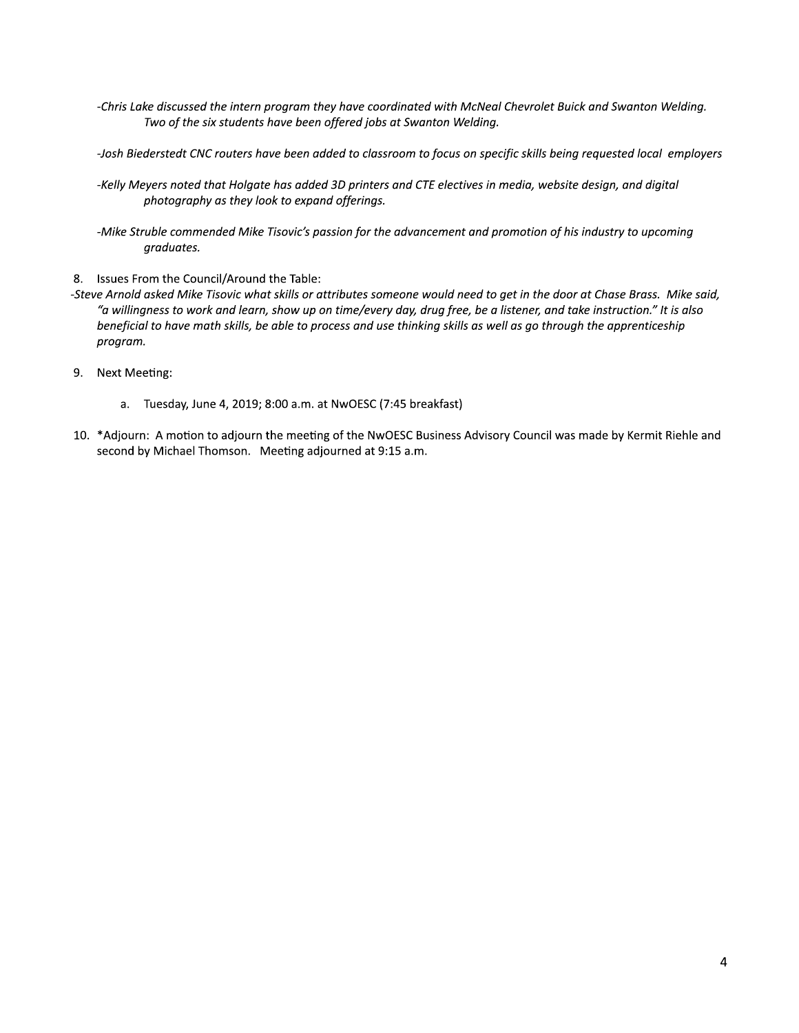*-Chris Lake discussed the intern program they have coordinated with McNeal Chevrolet Buick and Swanton Welding. Two of the six students have been offered jobs at Swanton Welding.*

*-Josh Biederstedt CNC routers have been added to classroom to focus on specific skills being requested local employers*

*-Kelly Meyers noted that Holgate has added 3D printers and CTE electives in media, website design, and digital photography as they look to expand offerings.*

*-Mike Struble commended Mike Tisovic's passion for the advancement and promotion of his industry to upcoming graduates.*

8. Issues From the Council/Around the Table:

*-Steve Arnold asked Mike Tisovic what skills or attributes someone would need to get in the door at Chase Brass. Mike said, "a willingness to work and learn, show up on time/every day, drug free, be a listener, and take instruction." It is also beneficial to have math skills, be able to process and use thinking skills as well as go through the apprenticeship program.*

9. Next Meeting:

    a. Tuesday, June 4, 2019; 8:00 a.m. at NwOESC (7:45 breakfast)

10. *Adjourn: A motion to adjourn the meeting of the NwOESC Business Advisory Council was made by Kermit Riehle and second by Michael Thomson. Meeting adjourned at 9:15 a.m.